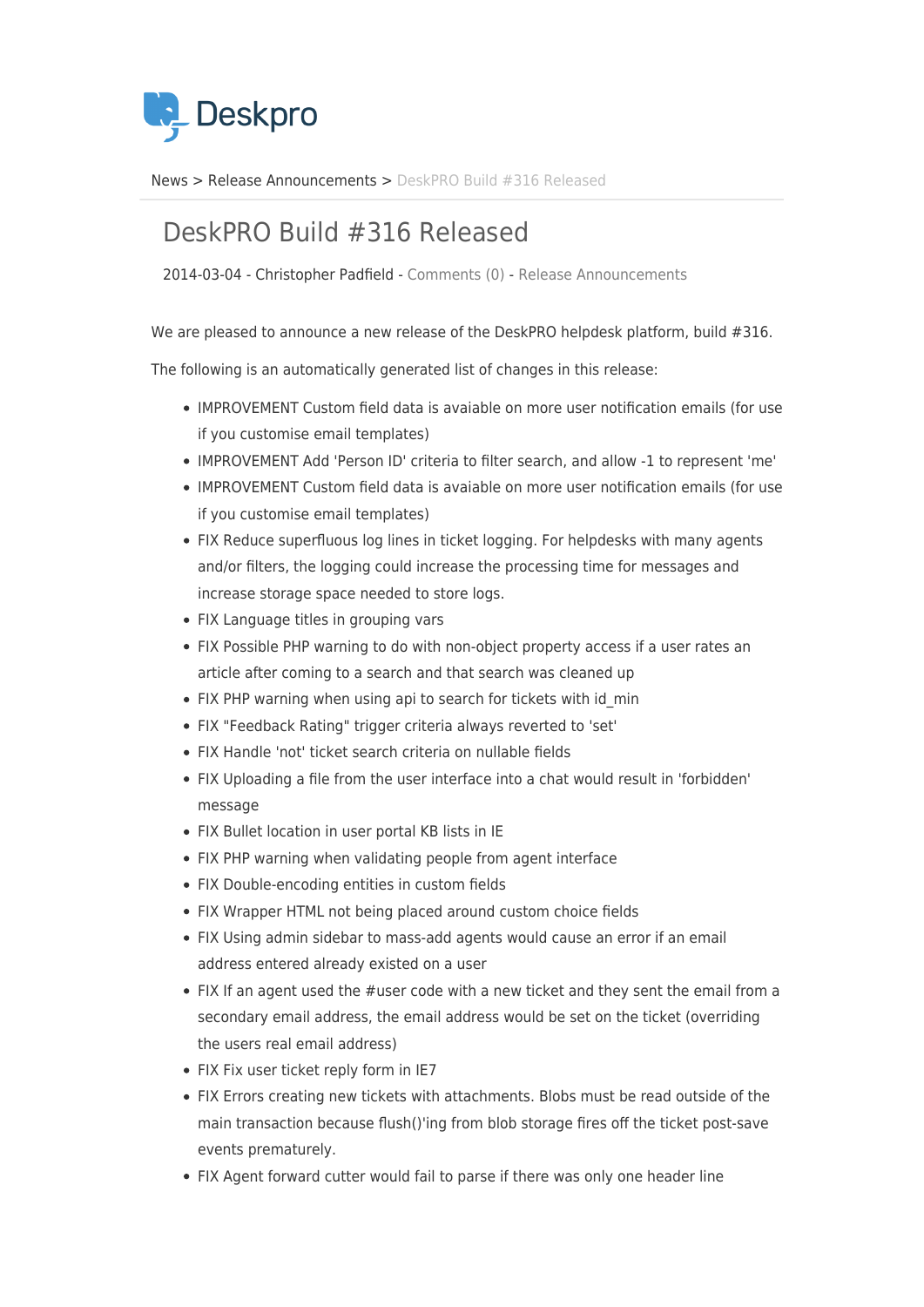News > Release Announcements > DeskPRO Build #316 Released

# DeskPRO Build #316 Released

2014-03-04 - Christopher Padfield - Comments (0) - Release Announcements

We are pleased to announce a new release of the DeskPRO helpdesk platform, build #316.

The following is an automatically generated list of changes in this release:

- IMPROVEMENT Custom field data is avaiable on more user notification emails (for use if you customise email templates)
- IMPROVEMENT Add 'Person ID' criteria to filter search, and allow -1 to represent 'me'
- IMPROVEMENT Custom field data is avaiable on more user notification emails (for use if you customise email templates)
- FIX Reduce superfluous log lines in ticket logging. For helpdesks with many agents and/or filters, the logging could increase the processing time for messages and increase storage space needed to store logs.
- FIX Language titles in grouping vars
- FIX Possible PHP warning to do with non-object property access if a user rates an article after coming to a search and that search was cleaned up
- FIX PHP warning when using api to search for tickets with id_min
- FIX "Feedback Rating" trigger criteria always reverted to 'set'
- FIX Handle 'not' ticket search criteria on nullable fields
- FIX Uploading a file from the user interface into a chat would result in 'forbidden' message
- FIX Bullet location in user portal KB lists in IE
- FIX PHP warning when validating people from agent interface
- FIX Double-encoding entities in custom fields
- FIX Wrapper HTML not being placed around custom choice fields
- FIX Using admin sidebar to mass-add agents would cause an error if an email address entered already existed on a user
- FIX If an agent used the #user code with a new ticket and they sent the email from a secondary email address, the email address would be set on the ticket (overriding the users real email address)
- FIX Fix user ticket reply form in IE7
- FIX Errors creating new tickets with attachments. Blobs must be read outside of the main transaction because flush()'ing from blob storage fires off the ticket post-save events prematurely.
- FIX Agent forward cutter would fail to parse if there was only one header line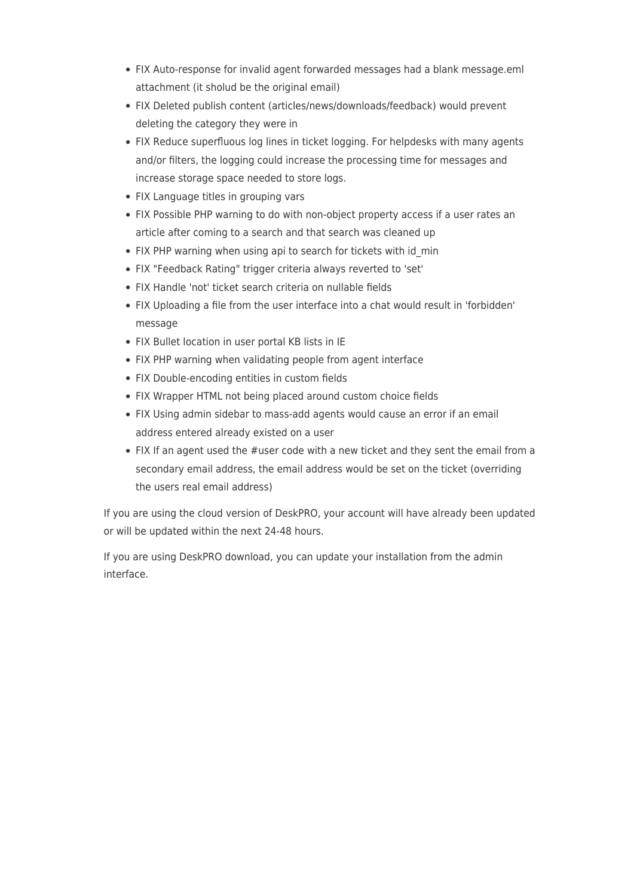- FIX Auto-response for invalid agent forwarded messages had a blank message.eml attachment (it sholud be the original email)
- FIX Deleted publish content (articles/news/downloads/feedback) would prevent deleting the category they were in
- FIX Reduce superfluous log lines in ticket logging. For helpdesks with many agents and/or filters, the logging could increase the processing time for messages and increase storage space needed to store logs.
- FIX Language titles in grouping vars
- FIX Possible PHP warning to do with non-object property access if a user rates an article after coming to a search and that search was cleaned up
- FIX PHP warning when using api to search for tickets with id_min
- FIX "Feedback Rating" trigger criteria always reverted to 'set'
- FIX Handle 'not' ticket search criteria on nullable fields
- FIX Uploading a file from the user interface into a chat would result in 'forbidden' message
- FIX Bullet location in user portal KB lists in IE
- FIX PHP warning when validating people from agent interface
- FIX Double-encoding entities in custom fields
- FIX Wrapper HTML not being placed around custom choice fields
- FIX Using admin sidebar to mass-add agents would cause an error if an email address entered already existed on a user
- FIX If an agent used the #user code with a new ticket and they sent the email from a secondary email address, the email address would be set on the ticket (overriding the users real email address)

If you are using the cloud version of DeskPRO, your account will have already been updated or will be updated within the next 24-48 hours.

If you are using DeskPRO download, you can update your installation from the admin interface.